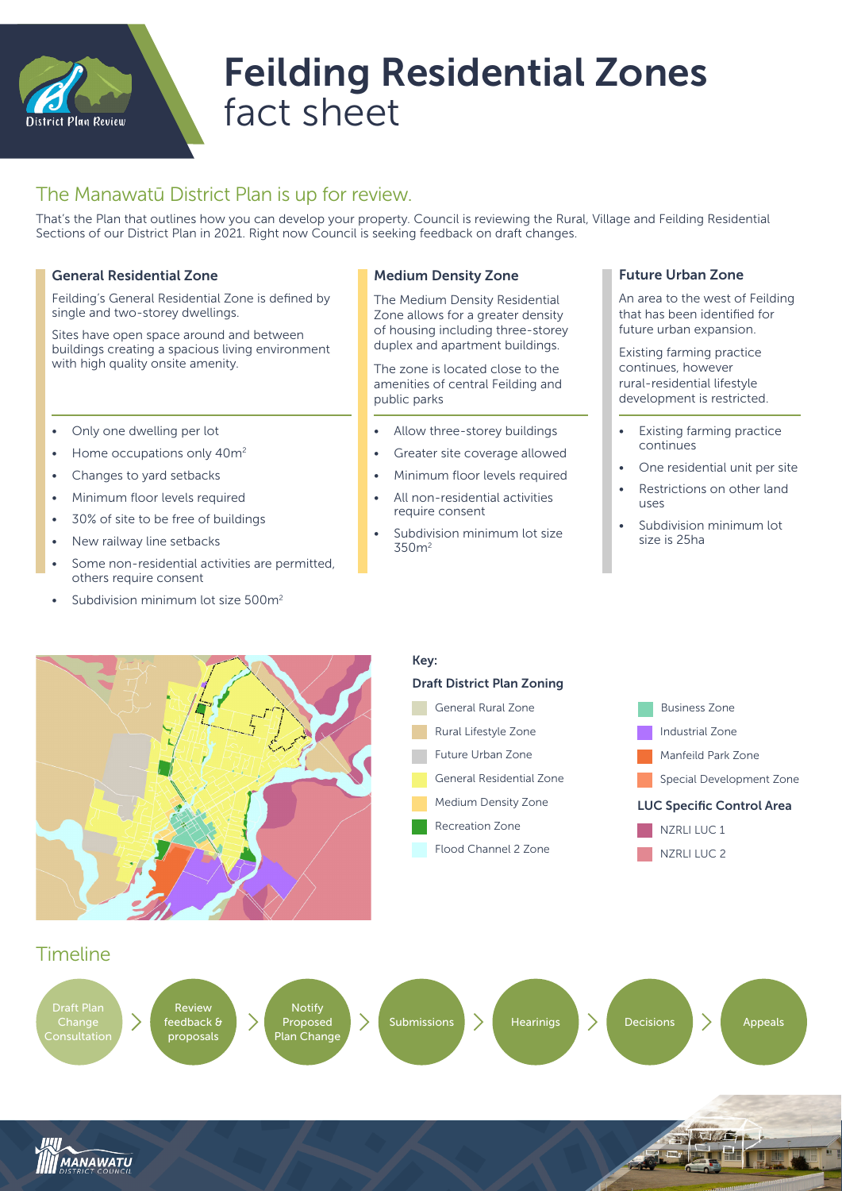# Feilding Residential Zones fact sheet

## The Manawatū District Plan is up for review.

That's the Plan that outlines how you can develop your property. Council is reviewing the Rural, Village and Feilding Residential Sections of our District Plan in 2021. Right now Council is seeking feedback on draft changes.

### General Residential Zone

Feilding's General Residential Zone is defined by single and two-storey dwellings.

Sites have open space around and between buildings creating a spacious living environment with high quality onsite amenity.

- Only one dwelling per lot
- Home occupations only 40m$^2$
- Changes to yard setbacks
- Minimum floor levels required
- 30% of site to be free of buildings
- New railway line setbacks
- Some non-residential activities are permitted, others require consent
- Subdivision minimum lot size 500m$^2$

### Medium Density Zone

The Medium Density Residential Zone allows for a greater density of housing including three-storey duplex and apartment buildings.

The zone is located close to the amenities of central Feilding and public parks

- Allow three-storey buildings
- Greater site coverage allowed
- Minimum floor levels required
- All non-residential activities require consent
- Subdivision minimum lot size 350m$^2$

### Future Urban Zone

An area to the west of Feilding that has been identified for future urban expansion.

Existing farming practice continues, however rural-residential lifestyle development is restricted.

- Existing farming practice continues
- One residential unit per site
- Restrictions on other land uses
- Subdivision minimum lot size is 25ha

**Key:**

**Draft District Plan Zoning**

- General Rural Zone
- Rural Lifestyle Zone
- Future Urban Zone
- General Residential Zone
- Medium Density Zone
- Recreation Zone
- Flood Channel 2 Zone
- Business Zone
- Industrial Zone
- Manfeild Park Zone
- Special Development Zone

**LUC Specific Control Area**

- NZRLI LUC 1
- NZRLI LUC 2

## Timeline

Draft Plan Change Consultation > Review feedback & proposals > Notify Proposed Plan Change > Submissions > Hearinigs > Decisions > Appeals

MANAWATU DISTRICT COUNCIL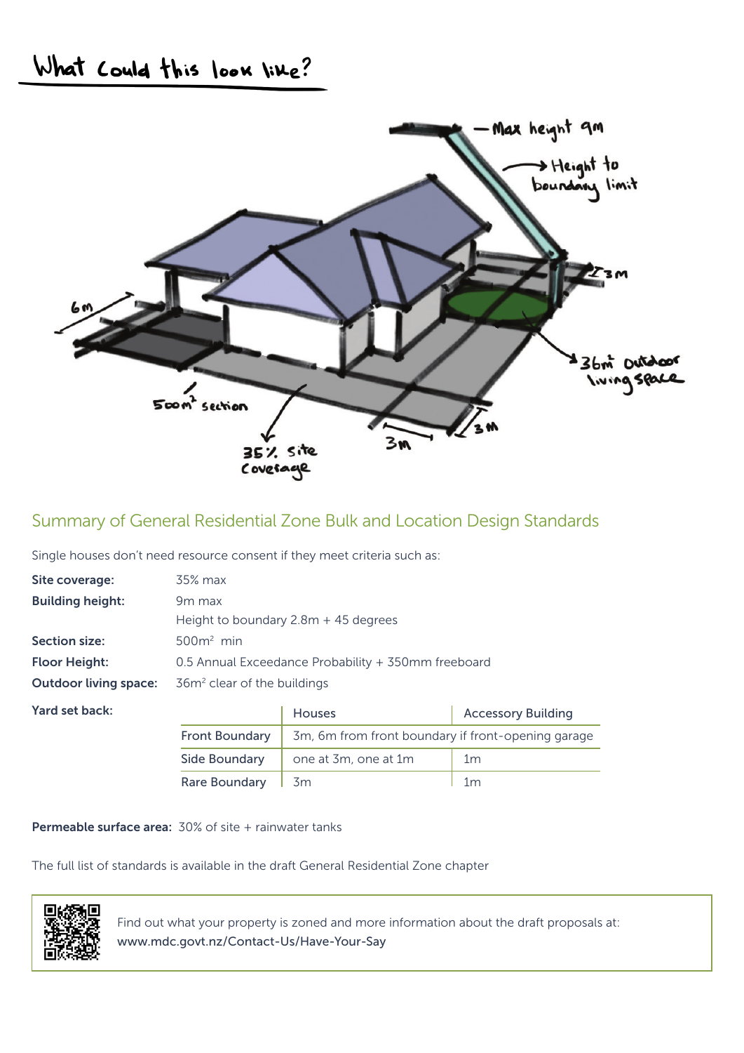# What could this look like?

Max height 9m

Height to boundary limit

3m

6m

36m² outdoor living space

500m² section

35% site coverage

3m

3m

## Summary of General Residential Zone Bulk and Location Design Standards

Single houses don't need resource consent if they meet criteria such as:

**Site coverage:** 35% max

**Building height:** 9m max
Height to boundary 2.8m + 45 degrees

**Section size:** 500m² min

**Floor Height:** 0.5 Annual Exceedance Probability + 350mm freeboard

**Outdoor living space:** 36m² clear of the buildings

**Yard set back:**

| | Houses | Accessory Building |
|---|---|---|
| Front Boundary | 3m, 6m from front boundary if front-opening garage | |
| Side Boundary | one at 3m, one at 1m | 1m |
| Rare Boundary | 3m | 1m |

**Permeable surface area:** 30% of site + rainwater tanks

The full list of standards is available in the draft General Residential Zone chapter

Find out what your property is zoned and more information about the draft proposals at:
www.mdc.govt.nz/Contact-Us/Have-Your-Say